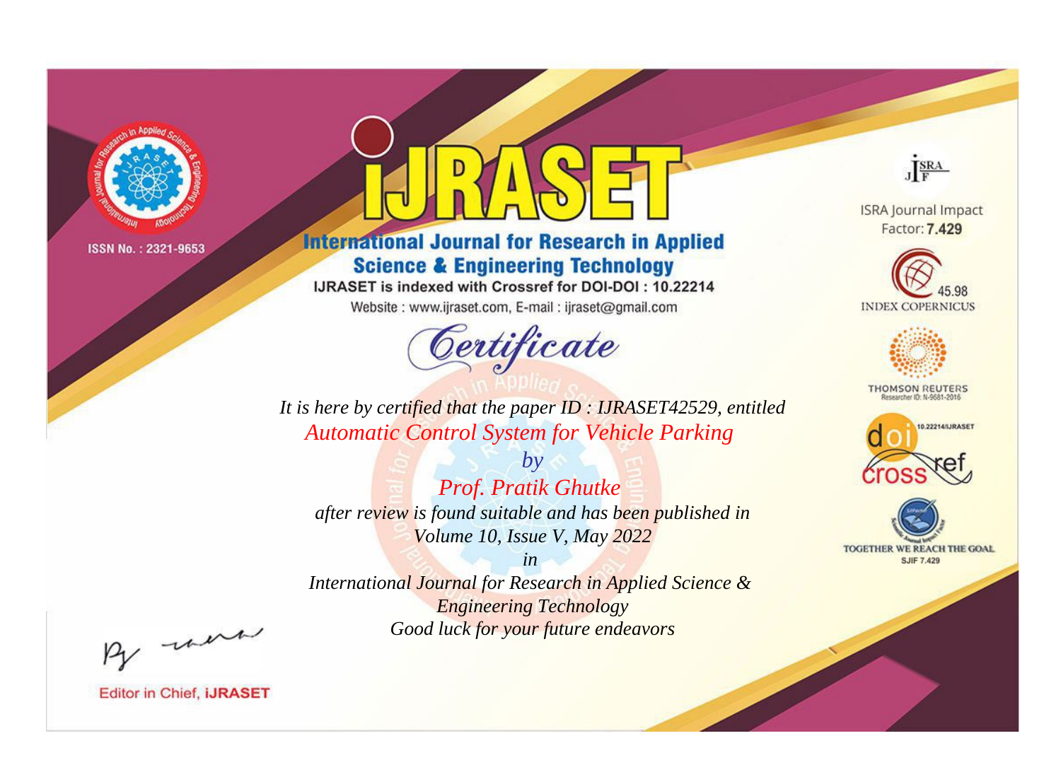ISSN No. : 2321-9653

# iJRASET

## International Journal for Research in Applied Science & Engineering Technology

IJRASET is indexed with Crossref for DOI-DOI : 10.22214

Website : www.ijraset.com, E-mail : ijraset@gmail.com

*Certificate*

*It is here by certified that the paper ID : IJRASET42529, entitled*

*Automatic Control System for Vehicle Parking*

*by*

*Prof. Pratik Ghutke*

*after review is found suitable and has been published in*

*Volume 10, Issue V, May 2022*

*in*

*International Journal for Research in Applied Science & Engineering Technology*

*Good luck for your future endeavors*

ISRA Journal Impact Factor: **7.429**

45.98 INDEX COPERNICUS

THOMSON REUTERS Researcher ID: N-9681-2016

10.22214/IJRASET

TOGETHER WE REACH THE GOAL SJIF 7.429

Editor in Chief, **iJRASET**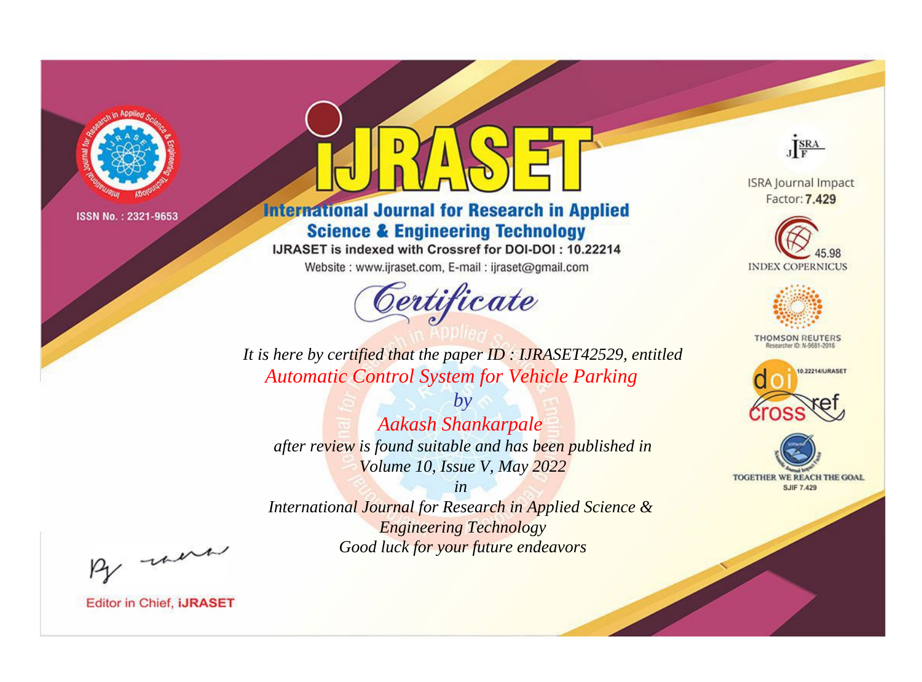ISSN No. : 2321-9653

# iJRASET

## International Journal for Research in Applied Science & Engineering Technology

IJRASET is indexed with Crossref for DOI-DOI : 10.22214

Website : www.ijraset.com, E-mail : ijraset@gmail.com

## Certificate

*It is here by certified that the paper ID : IJRASET42529, entitled*

*Automatic Control System for Vehicle Parking*

*by*

*Aakash Shankarpale*

*after review is found suitable and has been published in*

*Volume 10, Issue V, May 2022*

*in*

*International Journal for Research in Applied Science & Engineering Technology*

*Good luck for your future endeavors*

ISRA Journal Impact Factor: **7.429**

45.98 INDEX COPERNICUS

THOMSON REUTERS Researcher ID: N-9681-2016

10.22214/IJRASET

TOGETHER WE REACH THE GOAL SJIF 7.429

Editor in Chief, **iJRASET**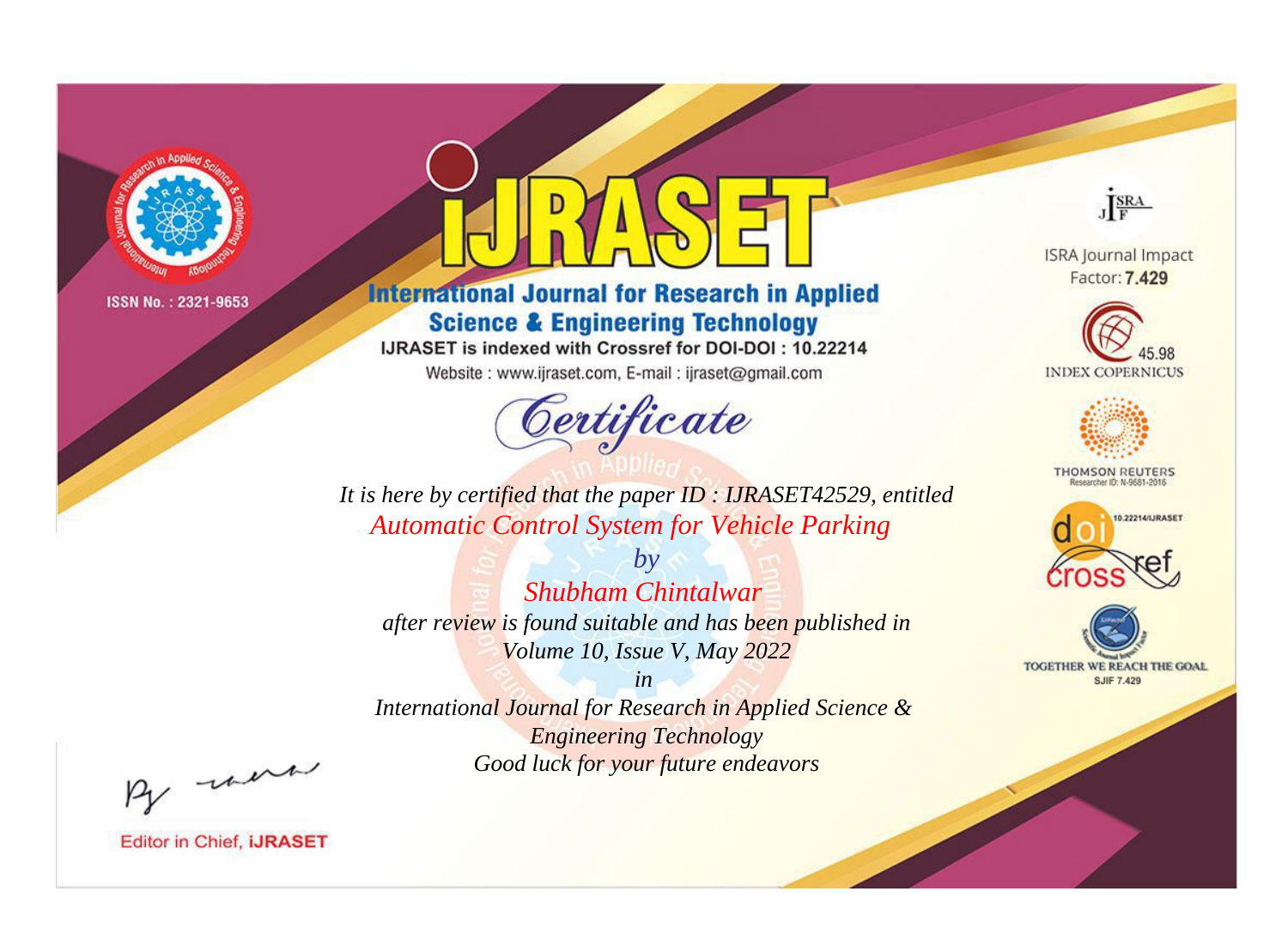ISSN No. : 2321-9653

# iJRASET

## International Journal for Research in Applied Science & Engineering Technology

IJRASET is indexed with Crossref for DOI-DOI : 10.22214

Website : www.ijraset.com, E-mail : ijraset@gmail.com

*Certificate*

*It is here by certified that the paper ID : IJRASET42529, entitled*

*Automatic Control System for Vehicle Parking*

*by*

*Shubham Chintalwar*

*after review is found suitable and has been published in*

*Volume 10, Issue V, May 2022*

*in*

*International Journal for Research in Applied Science & Engineering Technology*

*Good luck for your future endeavors*

ISRA Journal Impact Factor: **7.429**

45.98 INDEX COPERNICUS

THOMSON REUTERS Researcher ID: N-9681-2016

10.22214/IJRASET

TOGETHER WE REACH THE GOAL SJIF 7.429

Editor in Chief, **iJRASET**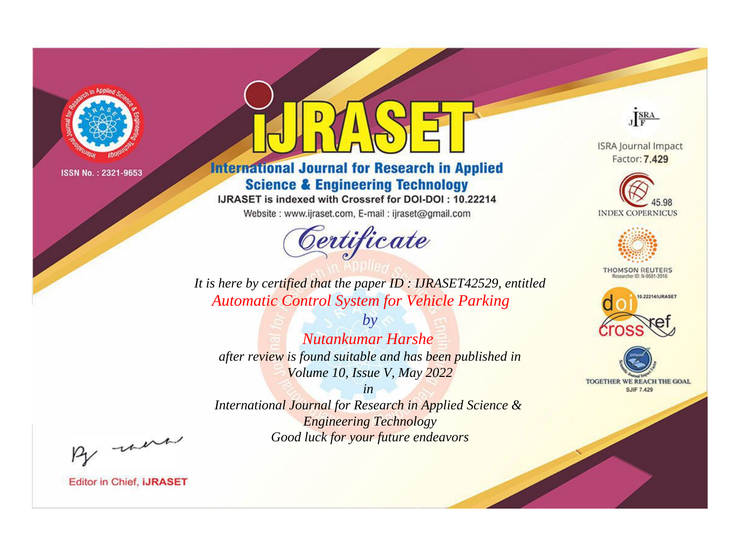ISSN No. : 2321-9653

# International Journal for Research in Applied Science & Engineering Technology

IJRASET is indexed with Crossref for DOI-DOI : 10.22214

Website : www.ijraset.com, E-mail : ijraset@gmail.com

## Certificate

*It is here by certified that the paper ID : IJRASET42529, entitled*

*Automatic Control System for Vehicle Parking*

*by*

*Nutankumar Harshe*

*after review is found suitable and has been published in*

*Volume 10, Issue V, May 2022*

*in*

*International Journal for Research in Applied Science & Engineering Technology*

*Good luck for your future endeavors*

ISRA Journal Impact Factor: **7.429**

45.98 INDEX COPERNICUS

THOMSON REUTERS Researcher ID: N-9681-2016

10.22214/IJRASET

TOGETHER WE REACH THE GOAL SJIF 7.429

Editor in Chief, **iJRASET**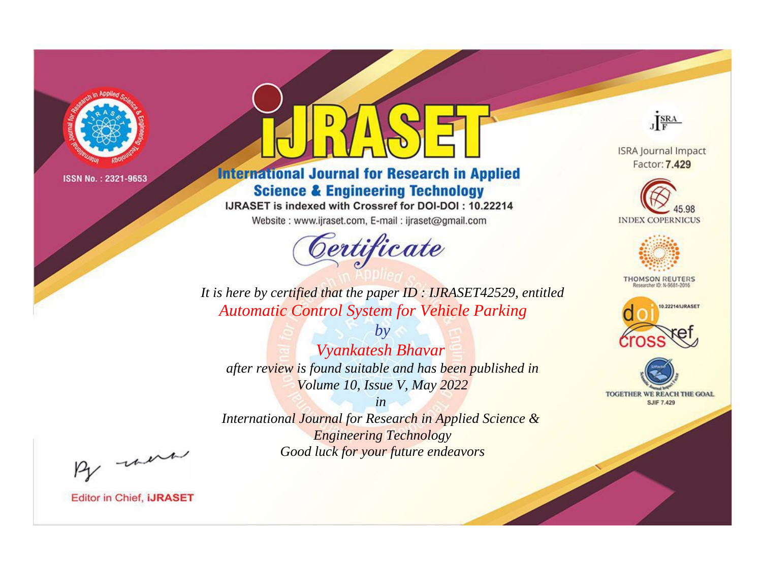ISSN No. : 2321-9653

# iJRASET

## International Journal for Research in Applied Science & Engineering Technology

IJRASET is indexed with Crossref for DOI-DOI : 10.22214

Website : www.ijraset.com, E-mail : ijraset@gmail.com

*Certificate*

*It is here by certified that the paper ID : IJRASET42529, entitled*

*Automatic Control System for Vehicle Parking*

*by*

*Vyankatesh Bhavar*

*after review is found suitable and has been published in*

*Volume 10, Issue V, May 2022*

*in*

*International Journal for Research in Applied Science & Engineering Technology*

*Good luck for your future endeavors*

ISRA Journal Impact Factor: **7.429**

45.98 INDEX COPERNICUS

THOMSON REUTERS Researcher ID: N-9681-2016

10.22214/IJRASET

TOGETHER WE REACH THE GOAL SJIF 7.429

Editor in Chief, **iJRASET**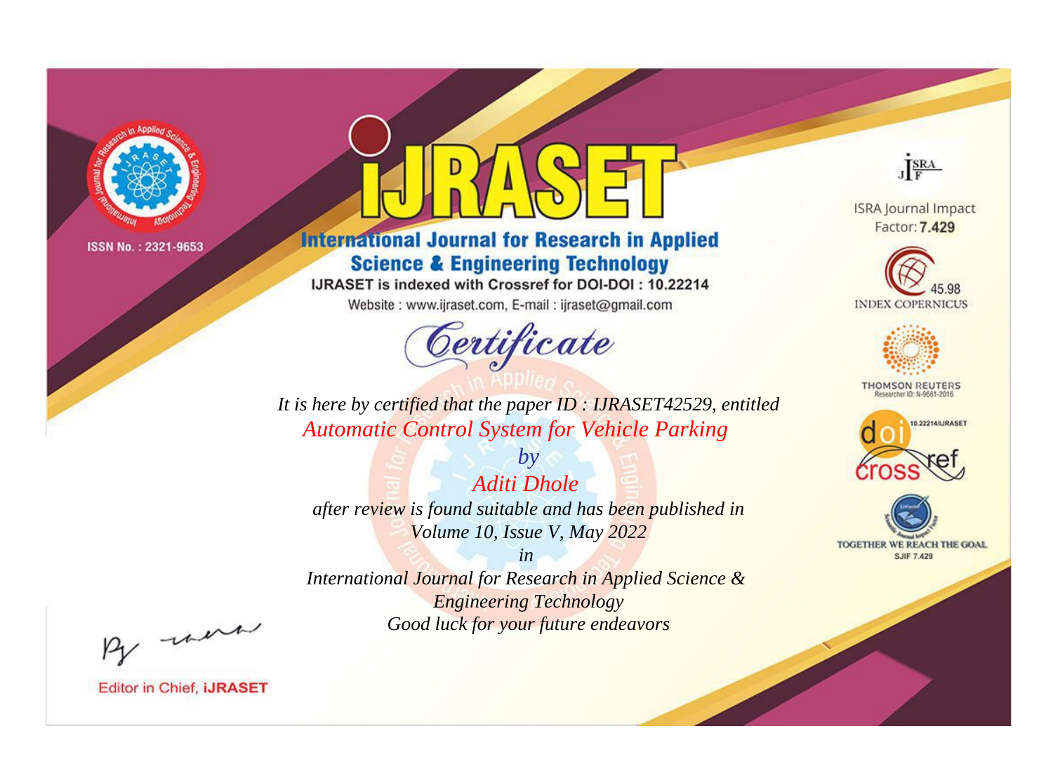ISSN No. : 2321-9653

# iJRASET

## International Journal for Research in Applied Science & Engineering Technology

IJRASET is indexed with Crossref for DOI-DOI : 10.22214

Website : www.ijraset.com, E-mail : ijraset@gmail.com

# Certificate

*It is here by certified that the paper ID : IJRASET42529, entitled*

*Automatic Control System for Vehicle Parking*

*by*

*Aditi Dhole*

*after review is found suitable and has been published in*

*Volume 10, Issue V, May 2022*

*in*

*International Journal for Research in Applied Science & Engineering Technology*

*Good luck for your future endeavors*

ISRA Journal Impact Factor: **7.429**

45.98 INDEX COPERNICUS

THOMSON REUTERS Researcher ID: N-9681-2016

10.22214/IJRASET

TOGETHER WE REACH THE GOAL SJIF 7.429

Editor in Chief, **iJRASET**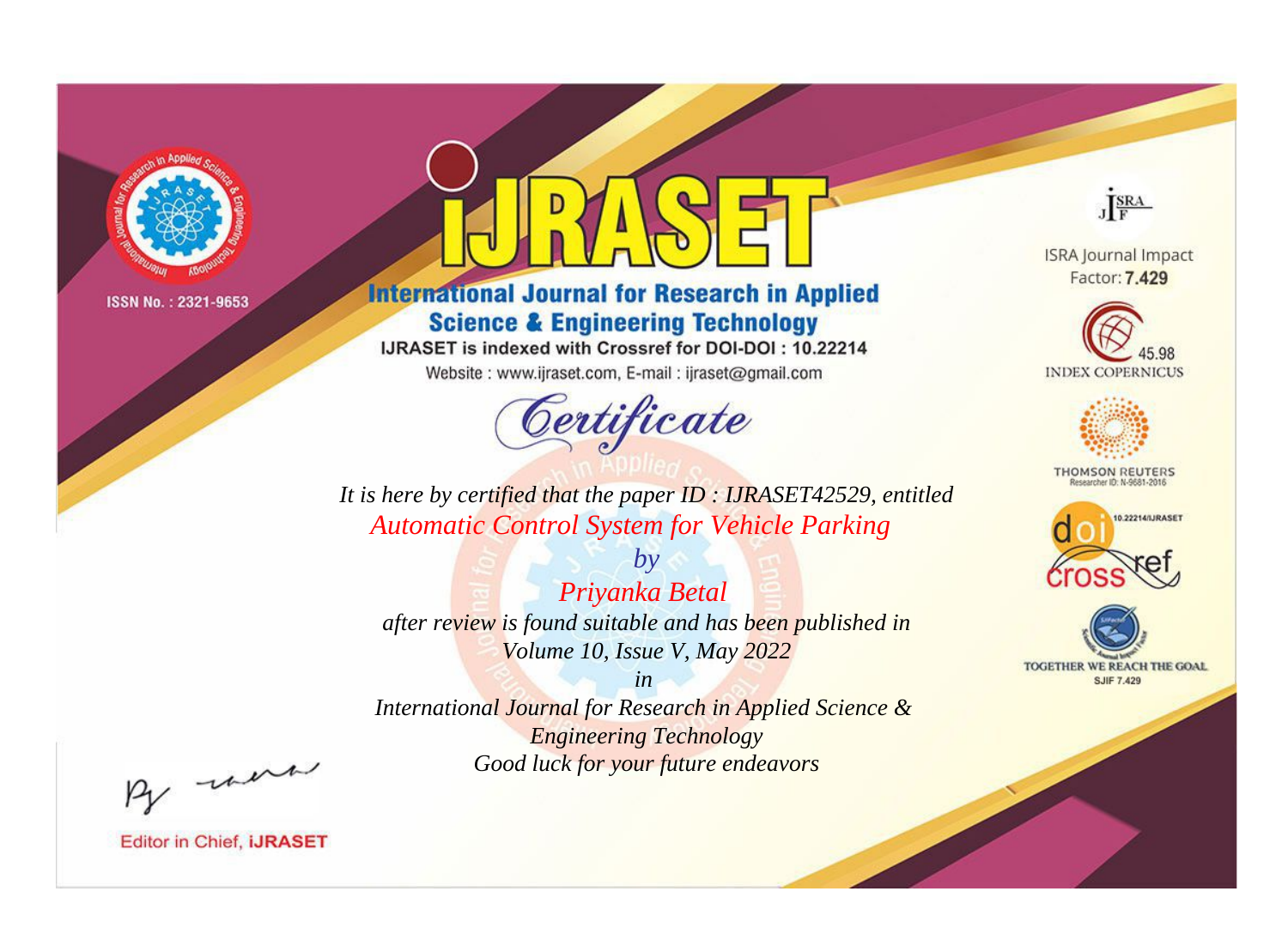ISSN No. : 2321-9653

# iJRASET

## International Journal for Research in Applied Science & Engineering Technology

IJRASET is indexed with Crossref for DOI-DOI : 10.22214

Website : www.ijraset.com, E-mail : ijraset@gmail.com

*Certificate*

*It is here by certified that the paper ID : IJRASET42529, entitled*

*Automatic Control System for Vehicle Parking*

*by*

*Priyanka Betal*

*after review is found suitable and has been published in*

*Volume 10, Issue V, May 2022*

*in*

*International Journal for Research in Applied Science & Engineering Technology*

*Good luck for your future endeavors*

ISRA Journal Impact Factor: **7.429**

45.98 INDEX COPERNICUS

THOMSON REUTERS

Researcher ID: N-9681-2016

10.22214/IJRASET

TOGETHER WE REACH THE GOAL

SJIF 7.429

Editor in Chief, **iJRASET**